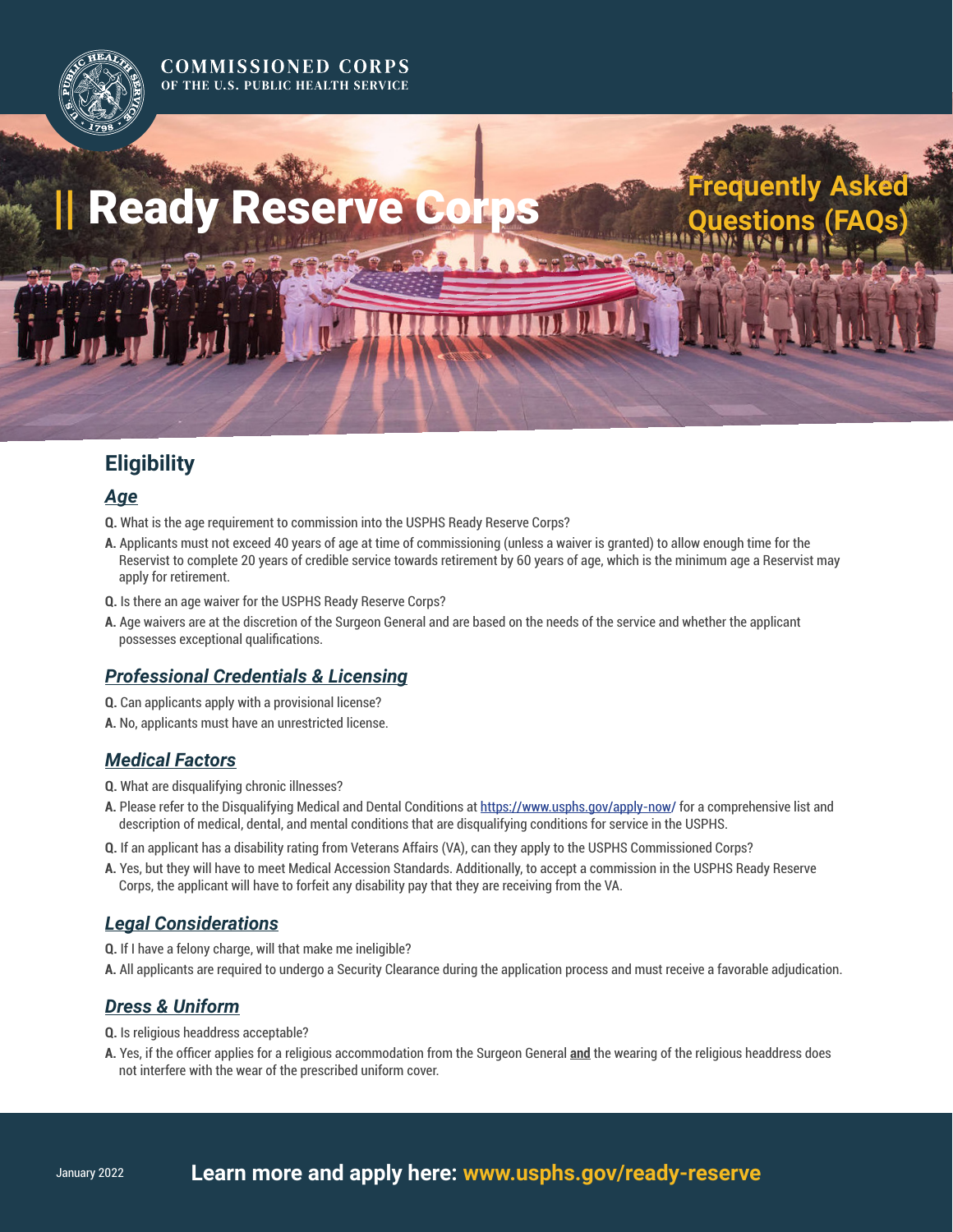COMMISSIONED CORPS
OF THE U.S. PUBLIC HEALTH SERVICE

# Ready Reserve Corps

## Frequently Asked Questions (FAQs)

## Eligibility

### *Age*

**Q.** What is the age requirement to commission into the USPHS Ready Reserve Corps?

**A.** Applicants must not exceed 40 years of age at time of commissioning (unless a waiver is granted) to allow enough time for the Reservist to complete 20 years of credible service towards retirement by 60 years of age, which is the minimum age a Reservist may apply for retirement.

**Q.** Is there an age waiver for the USPHS Ready Reserve Corps?

**A.** Age waivers are at the discretion of the Surgeon General and are based on the needs of the service and whether the applicant possesses exceptional qualifications.

### *Professional Credentials & Licensing*

**Q.** Can applicants apply with a provisional license?

**A.** No, applicants must have an unrestricted license.

### *Medical Factors*

**Q.** What are disqualifying chronic illnesses?

**A.** Please refer to the Disqualifying Medical and Dental Conditions at https://www.usphs.gov/apply-now/ for a comprehensive list and description of medical, dental, and mental conditions that are disqualifying conditions for service in the USPHS.

**Q.** If an applicant has a disability rating from Veterans Affairs (VA), can they apply to the USPHS Commissioned Corps?

**A.** Yes, but they will have to meet Medical Accession Standards. Additionally, to accept a commission in the USPHS Ready Reserve Corps, the applicant will have to forfeit any disability pay that they are receiving from the VA.

### *Legal Considerations*

**Q.** If I have a felony charge, will that make me ineligible?

**A.** All applicants are required to undergo a Security Clearance during the application process and must receive a favorable adjudication.

### *Dress & Uniform*

**Q.** Is religious headdress acceptable?

**A.** Yes, if the officer applies for a religious accommodation from the Surgeon General **and** the wearing of the religious headdress does not interfere with the wear of the prescribed uniform cover.

January 2022

**Learn more and apply here: www.usphs.gov/ready-reserve**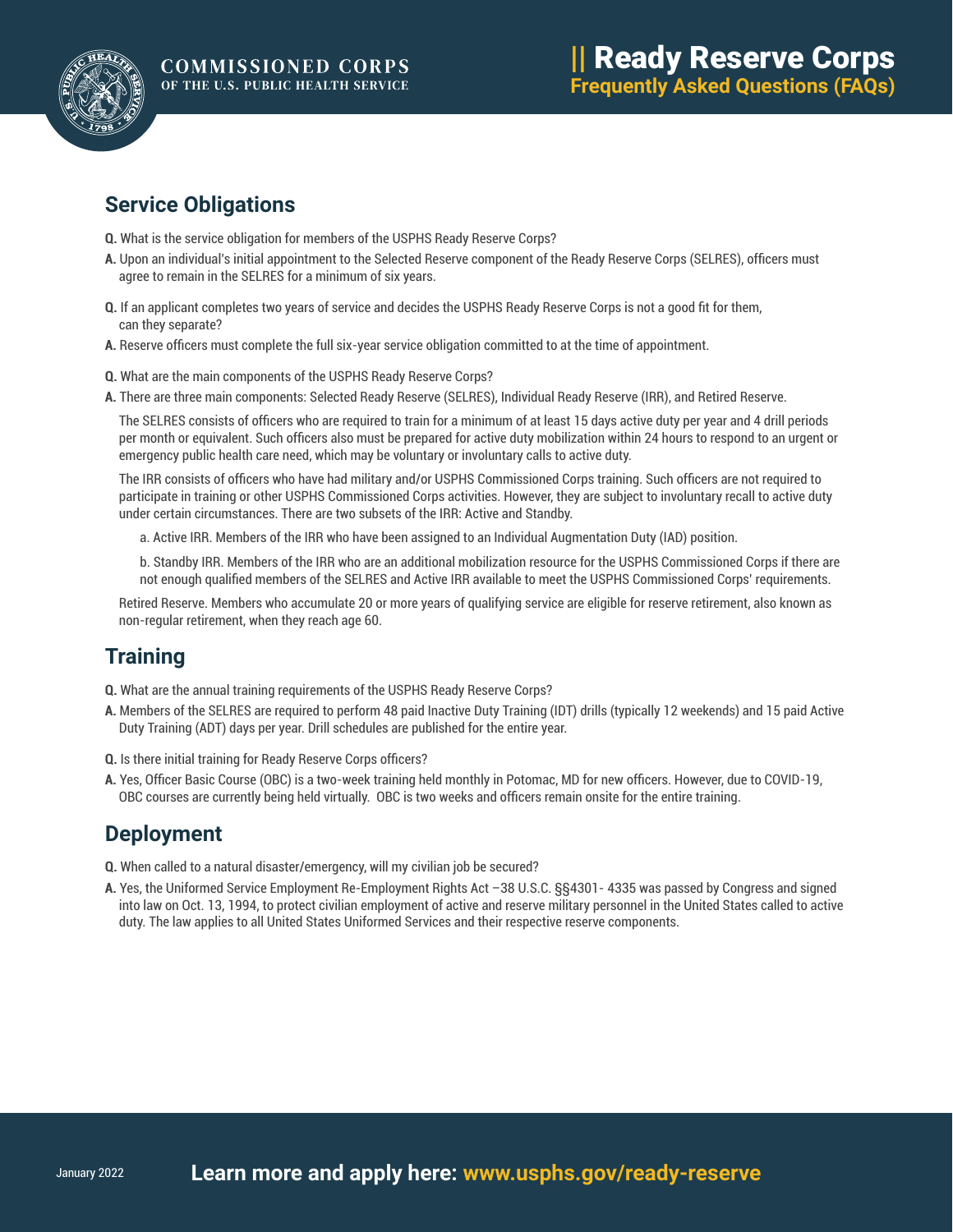# Ready Reserve Corps
## Frequently Asked Questions (FAQs)

## Service Obligations

**Q.** What is the service obligation for members of the USPHS Ready Reserve Corps?

**A.** Upon an individual's initial appointment to the Selected Reserve component of the Ready Reserve Corps (SELRES), officers must agree to remain in the SELRES for a minimum of six years.

**Q.** If an applicant completes two years of service and decides the USPHS Ready Reserve Corps is not a good fit for them, can they separate?

**A.** Reserve officers must complete the full six-year service obligation committed to at the time of appointment.

**Q.** What are the main components of the USPHS Ready Reserve Corps?

**A.** There are three main components: Selected Ready Reserve (SELRES), Individual Ready Reserve (IRR), and Retired Reserve.

The SELRES consists of officers who are required to train for a minimum of at least 15 days active duty per year and 4 drill periods per month or equivalent. Such officers also must be prepared for active duty mobilization within 24 hours to respond to an urgent or emergency public health care need, which may be voluntary or involuntary calls to active duty.

The IRR consists of officers who have had military and/or USPHS Commissioned Corps training. Such officers are not required to participate in training or other USPHS Commissioned Corps activities. However, they are subject to involuntary recall to active duty under certain circumstances. There are two subsets of the IRR: Active and Standby.

a. Active IRR. Members of the IRR who have been assigned to an Individual Augmentation Duty (IAD) position.

b. Standby IRR. Members of the IRR who are an additional mobilization resource for the USPHS Commissioned Corps if there are not enough qualified members of the SELRES and Active IRR available to meet the USPHS Commissioned Corps' requirements.

Retired Reserve. Members who accumulate 20 or more years of qualifying service are eligible for reserve retirement, also known as non-regular retirement, when they reach age 60.

## Training

**Q.** What are the annual training requirements of the USPHS Ready Reserve Corps?

**A.** Members of the SELRES are required to perform 48 paid Inactive Duty Training (IDT) drills (typically 12 weekends) and 15 paid Active Duty Training (ADT) days per year. Drill schedules are published for the entire year.

**Q.** Is there initial training for Ready Reserve Corps officers?

**A.** Yes, Officer Basic Course (OBC) is a two-week training held monthly in Potomac, MD for new officers. However, due to COVID-19, OBC courses are currently being held virtually. OBC is two weeks and officers remain onsite for the entire training.

## Deployment

**Q.** When called to a natural disaster/emergency, will my civilian job be secured?

**A.** Yes, the Uniformed Service Employment Re-Employment Rights Act –38 U.S.C. §§4301- 4335 was passed by Congress and signed into law on Oct. 13, 1994, to protect civilian employment of active and reserve military personnel in the United States called to active duty. The law applies to all United States Uniformed Services and their respective reserve components.

January 2022

**Learn more and apply here: www.usphs.gov/ready-reserve**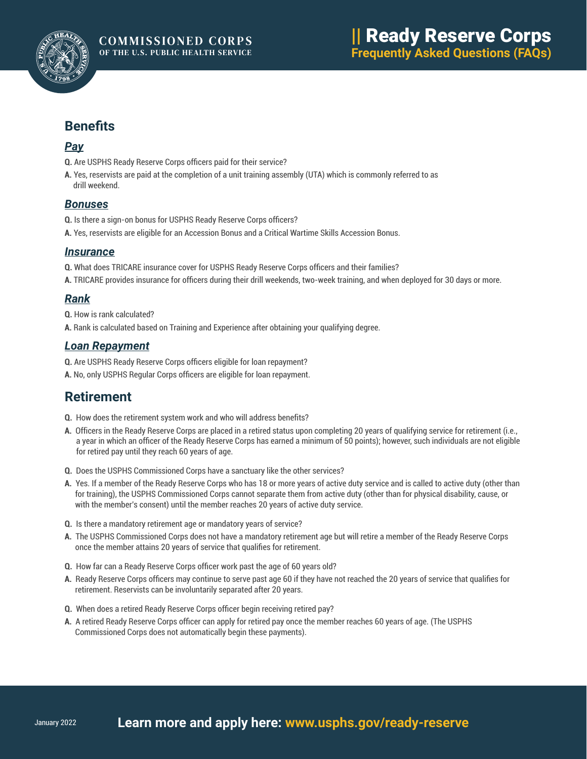# Ready Reserve Corps
## Frequently Asked Questions (FAQs)

## Benefits

### *Pay*

**Q.** Are USPHS Ready Reserve Corps officers paid for their service?

**A.** Yes, reservists are paid at the completion of a unit training assembly (UTA) which is commonly referred to as drill weekend.

### *Bonuses*

**Q.** Is there a sign-on bonus for USPHS Ready Reserve Corps officers?

**A.** Yes, reservists are eligible for an Accession Bonus and a Critical Wartime Skills Accession Bonus.

### *Insurance*

**Q.** What does TRICARE insurance cover for USPHS Ready Reserve Corps officers and their families?

**A.** TRICARE provides insurance for officers during their drill weekends, two-week training, and when deployed for 30 days or more.

### *Rank*

**Q.** How is rank calculated?

**A.** Rank is calculated based on Training and Experience after obtaining your qualifying degree.

### *Loan Repayment*

**Q.** Are USPHS Ready Reserve Corps officers eligible for loan repayment?

**A.** No, only USPHS Regular Corps officers are eligible for loan repayment.

## Retirement

**Q.** How does the retirement system work and who will address benefits?

**A.** Officers in the Ready Reserve Corps are placed in a retired status upon completing 20 years of qualifying service for retirement (i.e., a year in which an officer of the Ready Reserve Corps has earned a minimum of 50 points); however, such individuals are not eligible for retired pay until they reach 60 years of age.

**Q.** Does the USPHS Commissioned Corps have a sanctuary like the other services?

**A.** Yes. If a member of the Ready Reserve Corps who has 18 or more years of active duty service and is called to active duty (other than for training), the USPHS Commissioned Corps cannot separate them from active duty (other than for physical disability, cause, or with the member's consent) until the member reaches 20 years of active duty service.

**Q.** Is there a mandatory retirement age or mandatory years of service?

**A.** The USPHS Commissioned Corps does not have a mandatory retirement age but will retire a member of the Ready Reserve Corps once the member attains 20 years of service that qualifies for retirement.

**Q.** How far can a Ready Reserve Corps officer work past the age of 60 years old?

**A.** Ready Reserve Corps officers may continue to serve past age 60 if they have not reached the 20 years of service that qualifies for retirement. Reservists can be involuntarily separated after 20 years.

**Q.** When does a retired Ready Reserve Corps officer begin receiving retired pay?

**A.** A retired Ready Reserve Corps officer can apply for retired pay once the member reaches 60 years of age. (The USPHS Commissioned Corps does not automatically begin these payments).

January 2022

**Learn more and apply here: www.usphs.gov/ready-reserve**